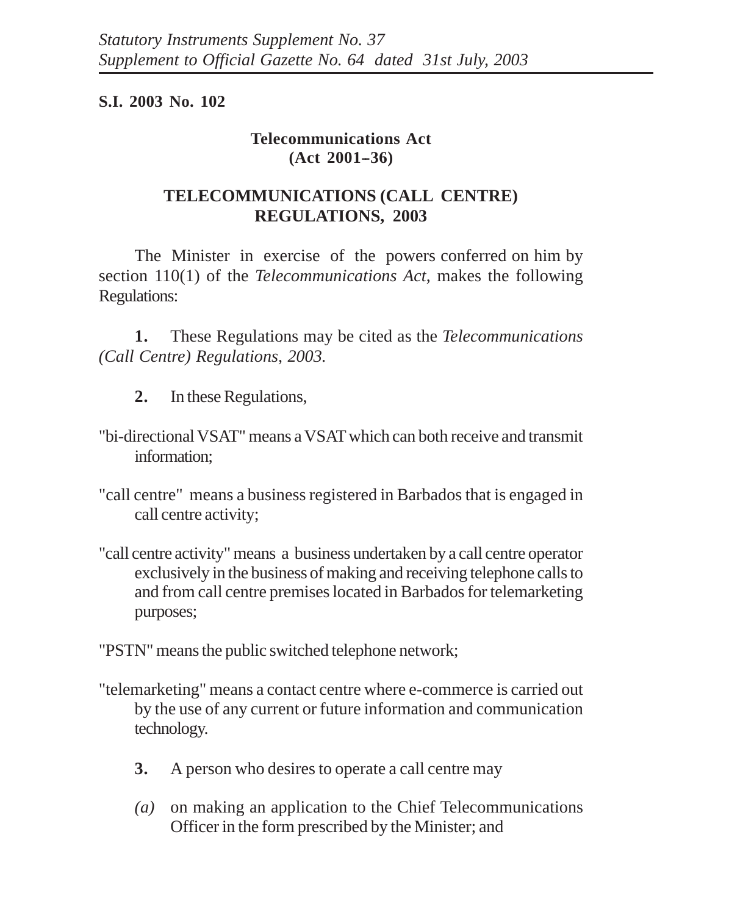*Statutory Instruments Supplement No. 37*
*Supplement to Official Gazette No. 64 dated 31st July, 2003*

**S.I. 2003 No. 102**

**Telecommunications Act**
**(Act 2001–36)**

## TELECOMMUNICATIONS (CALL CENTRE) REGULATIONS, 2003

The Minister in exercise of the powers conferred on him by section 110(1) of the *Telecommunications Act*, makes the following Regulations:

**1.** These Regulations may be cited as the *Telecommunications (Call Centre) Regulations, 2003.*

**2.** In these Regulations,

"bi-directional VSAT" means a VSAT which can both receive and transmit information;

"call centre" means a business registered in Barbados that is engaged in call centre activity;

"call centre activity" means a business undertaken by a call centre operator exclusively in the business of making and receiving telephone calls to and from call centre premises located in Barbados for telemarketing purposes;

"PSTN" means the public switched telephone network;

"telemarketing" means a contact centre where e-commerce is carried out by the use of any current or future information and communication technology.

**3.** A person who desires to operate a call centre may

*(a)* on making an application to the Chief Telecommunications Officer in the form prescribed by the Minister; and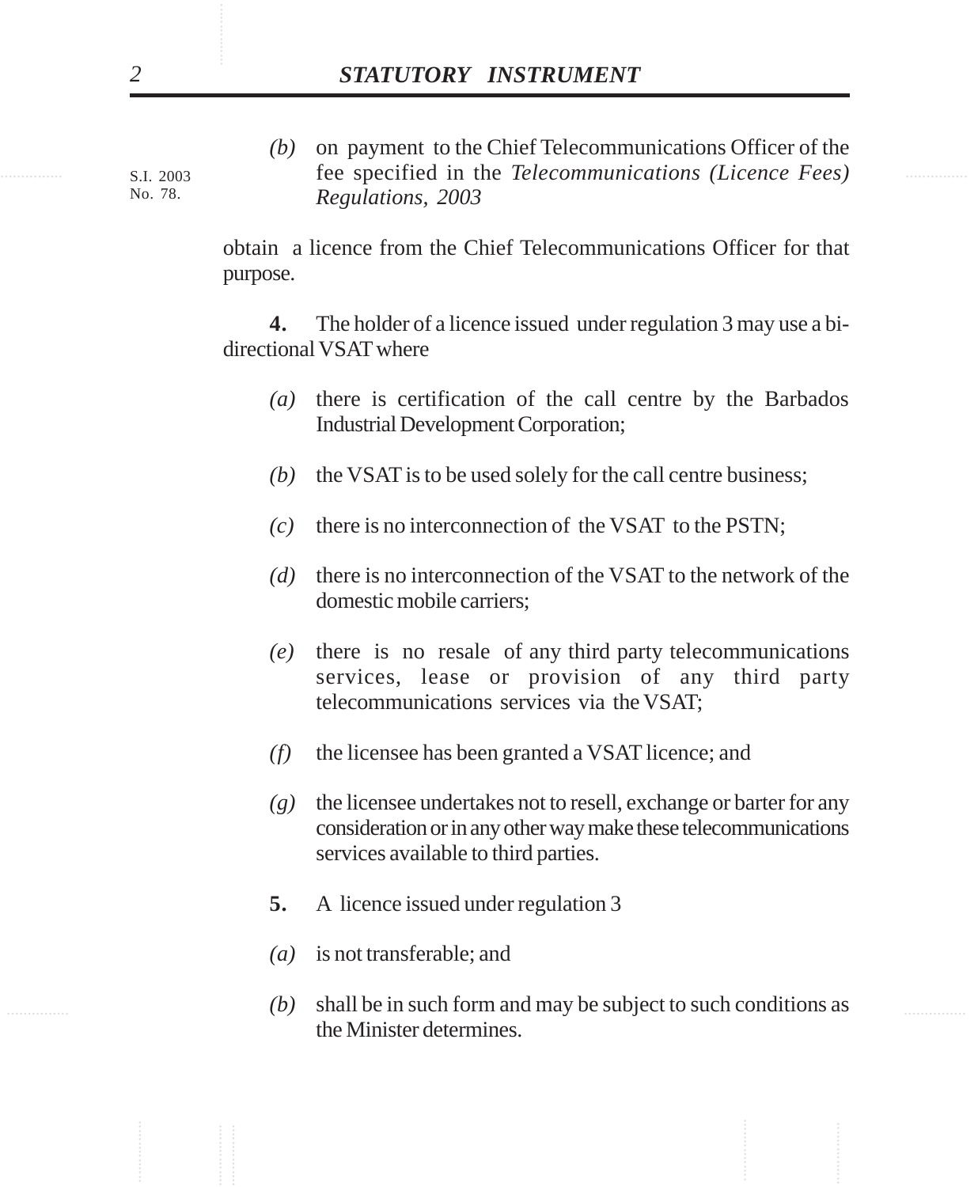S.I. 2003 No. 78.

*(b)* on payment to the Chief Telecommunications Officer of the fee specified in the *Telecommunications (Licence Fees) Regulations, 2003*

obtain a licence from the Chief Telecommunications Officer for that purpose.

**4.** The holder of a licence issued under regulation 3 may use a bi-directional VSAT where

*(a)* there is certification of the call centre by the Barbados Industrial Development Corporation;

*(b)* the VSAT is to be used solely for the call centre business;

*(c)* there is no interconnection of the VSAT to the PSTN;

*(d)* there is no interconnection of the VSAT to the network of the domestic mobile carriers;

*(e)* there is no resale of any third party telecommunications services, lease or provision of any third party telecommunications services via the VSAT;

*(f)* the licensee has been granted a VSAT licence; and

*(g)* the licensee undertakes not to resell, exchange or barter for any consideration or in any other way make these telecommunications services available to third parties.

**5.** A licence issued under regulation 3

*(a)* is not transferable; and

*(b)* shall be in such form and may be subject to such conditions as the Minister determines.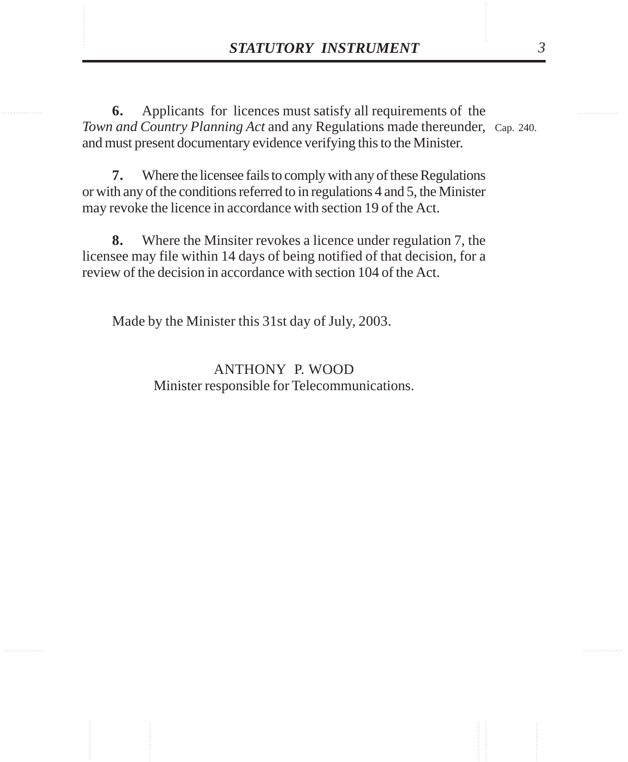**6.** Applicants for licences must satisfy all requirements of the *Town and Country Planning Act* and any Regulations made thereunder, and must present documentary evidence verifying this to the Minister.

Cap. 240.

**7.** Where the licensee fails to comply with any of these Regulations or with any of the conditions referred to in regulations 4 and 5, the Minister may revoke the licence in accordance with section 19 of the Act.

**8.** Where the Minsiter revokes a licence under regulation 7, the licensee may file within 14 days of being notified of that decision, for a review of the decision in accordance with section 104 of the Act.

Made by the Minister this 31st day of July, 2003.

ANTHONY P. WOOD
Minister responsible for Telecommunications.